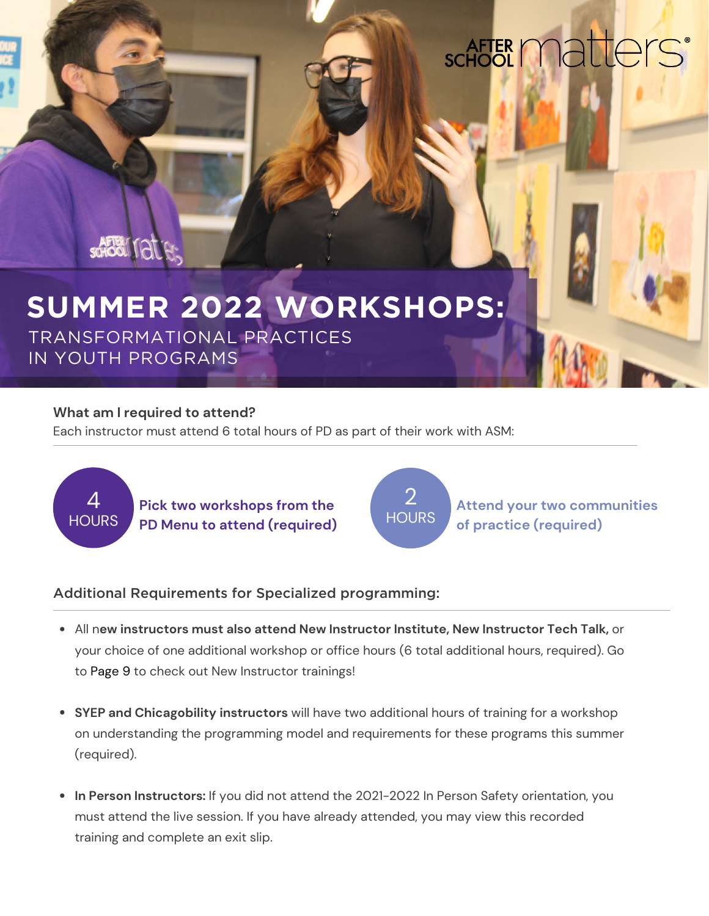AFTER SCHOOL matters®

# SUMMER 2022 WORKSHOPS:

## TRANSFORMATIONAL PRACTICES IN YOUTH PROGRAMS

### What am I required to attend?

Each instructor must attend 6 total hours of PD as part of their work with ASM:

**4 HOURS** — **Pick two workshops from the PD Menu to attend (required)**

**2 HOURS** — **Attend your two communities of practice (required)**

### Additional Requirements for Specialized programming:

- All n**ew instructors must also attend New Instructor Institute, New Instructor Tech Talk,** or your choice of one additional workshop or office hours (6 total additional hours, required). Go to Page 9 to check out New Instructor trainings!
- **SYEP and Chicagobility instructors** will have two additional hours of training for a workshop on understanding the programming model and requirements for these programs this summer (required).
- **In Person Instructors:** If you did not attend the 2021-2022 In Person Safety orientation, you must attend the live session. If you have already attended, you may view this recorded training and complete an exit slip.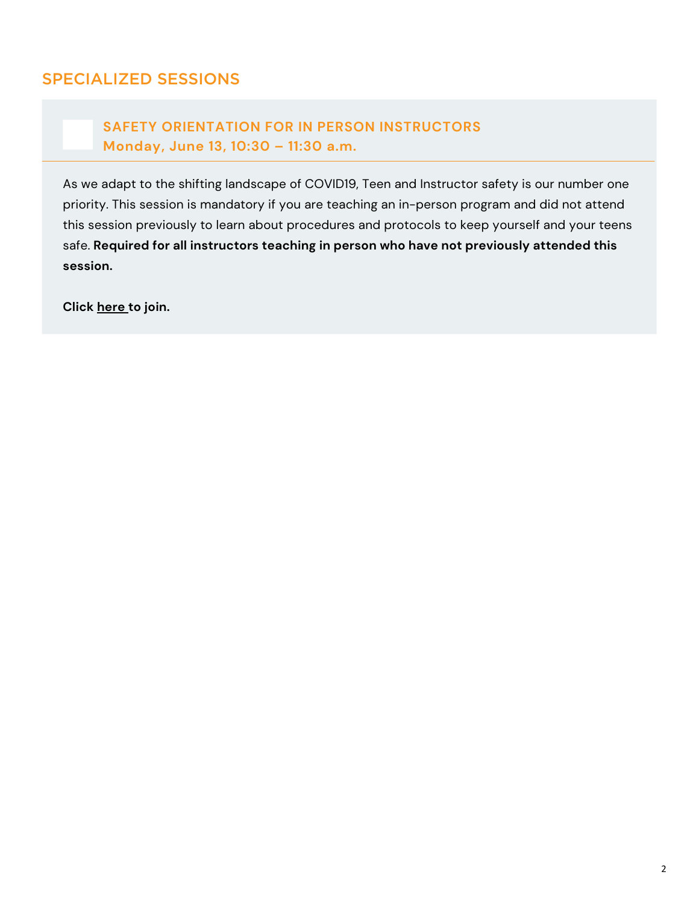## SPECIALIZED SESSIONS

### SAFETY ORIENTATION FOR IN PERSON INSTRUCTORS
### Monday, June 13, 10:30 – 11:30 a.m.

As we adapt to the shifting landscape of COVID19, Teen and Instructor safety is our number one priority. This session is mandatory if you are teaching an in-person program and did not attend this session previously to learn about procedures and protocols to keep yourself and your teens safe. **Required for all instructors teaching in person who have not previously attended this session.**

**Click here to join.**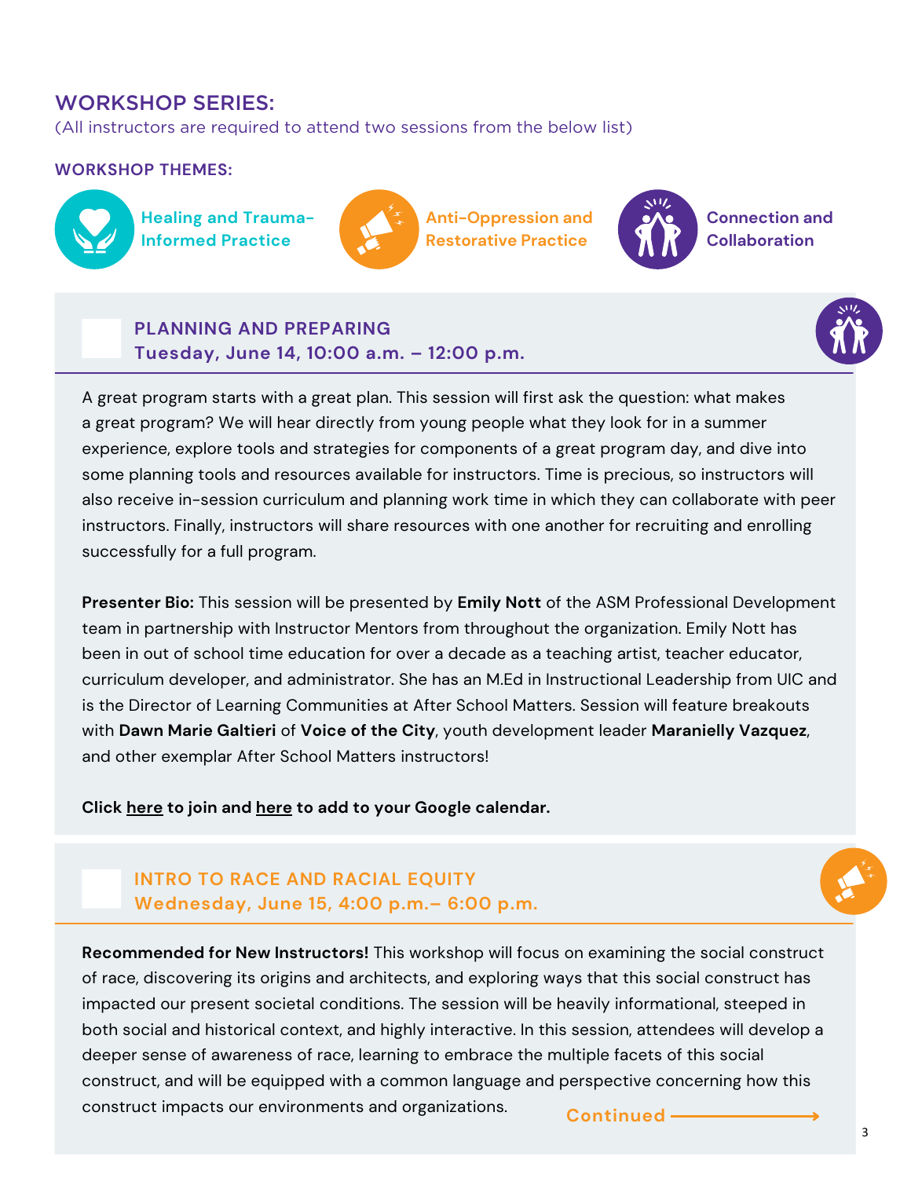## WORKSHOP SERIES:

(All instructors are required to attend two sessions from the below list)

### WORKSHOP THEMES:

- Healing and Trauma-Informed Practice
- Anti-Oppression and Restorative Practice
- Connection and Collaboration

### PLANNING AND PREPARING

**Tuesday, June 14, 10:00 a.m. – 12:00 p.m.**

A great program starts with a great plan. This session will first ask the question: what makes a great program? We will hear directly from young people what they look for in a summer experience, explore tools and strategies for components of a great program day, and dive into some planning tools and resources available for instructors. Time is precious, so instructors will also receive in-session curriculum and planning work time in which they can collaborate with peer instructors. Finally, instructors will share resources with one another for recruiting and enrolling successfully for a full program.

**Presenter Bio:** This session will be presented by **Emily Nott** of the ASM Professional Development team in partnership with Instructor Mentors from throughout the organization. Emily Nott has been in out of school time education for over a decade as a teaching artist, teacher educator, curriculum developer, and administrator. She has an M.Ed in Instructional Leadership from UIC and is the Director of Learning Communities at After School Matters. Session will feature breakouts with **Dawn Marie Galtieri** of **Voice of the City**, youth development leader **Maranielly Vazquez**, and other exemplar After School Matters instructors!

**Click here to join and here to add to your Google calendar.**

### INTRO TO RACE AND RACIAL EQUITY

**Wednesday, June 15, 4:00 p.m.– 6:00 p.m.**

**Recommended for New Instructors!** This workshop will focus on examining the social construct of race, discovering its origins and architects, and exploring ways that this social construct has impacted our present societal conditions. The session will be heavily informational, steeped in both social and historical context, and highly interactive. In this session, attendees will develop a deeper sense of awareness of race, learning to embrace the multiple facets of this social construct, and will be equipped with a common language and perspective concerning how this construct impacts our environments and organizations.

Continued →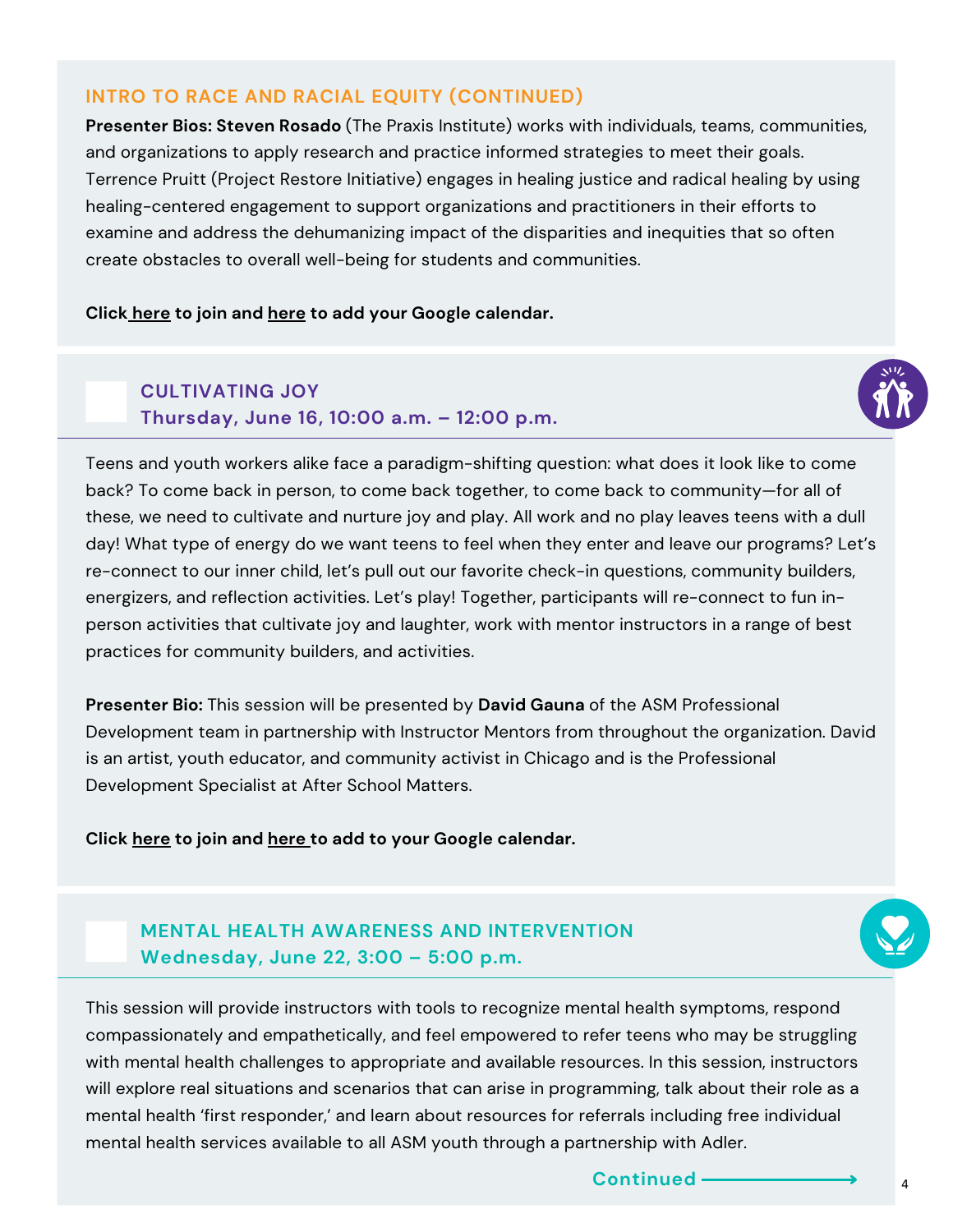## INTRO TO RACE AND RACIAL EQUITY (CONTINUED)

**Presenter Bios: Steven Rosado** (The Praxis Institute) works with individuals, teams, communities, and organizations to apply research and practice informed strategies to meet their goals. Terrence Pruitt (Project Restore Initiative) engages in healing justice and radical healing by using healing-centered engagement to support organizations and practitioners in their efforts to examine and address the dehumanizing impact of the disparities and inequities that so often create obstacles to overall well-being for students and communities.

**Click here to join and here to add your Google calendar.**

## CULTIVATING JOY
### Thursday, June 16, 10:00 a.m. – 12:00 p.m.

Teens and youth workers alike face a paradigm-shifting question: what does it look like to come back? To come back in person, to come back together, to come back to community—for all of these, we need to cultivate and nurture joy and play. All work and no play leaves teens with a dull day! What type of energy do we want teens to feel when they enter and leave our programs? Let's re-connect to our inner child, let's pull out our favorite check-in questions, community builders, energizers, and reflection activities. Let's play! Together, participants will re-connect to fun in-person activities that cultivate joy and laughter, work with mentor instructors in a range of best practices for community builders, and activities.

**Presenter Bio:** This session will be presented by **David Gauna** of the ASM Professional Development team in partnership with Instructor Mentors from throughout the organization. David is an artist, youth educator, and community activist in Chicago and is the Professional Development Specialist at After School Matters.

**Click here to join and here to add to your Google calendar.**

## MENTAL HEALTH AWARENESS AND INTERVENTION
### Wednesday, June 22, 3:00 – 5:00 p.m.

This session will provide instructors with tools to recognize mental health symptoms, respond compassionately and empathetically, and feel empowered to refer teens who may be struggling with mental health challenges to appropriate and available resources. In this session, instructors will explore real situations and scenarios that can arise in programming, talk about their role as a mental health 'first responder,' and learn about resources for referrals including free individual mental health services available to all ASM youth through a partnership with Adler.

Continued →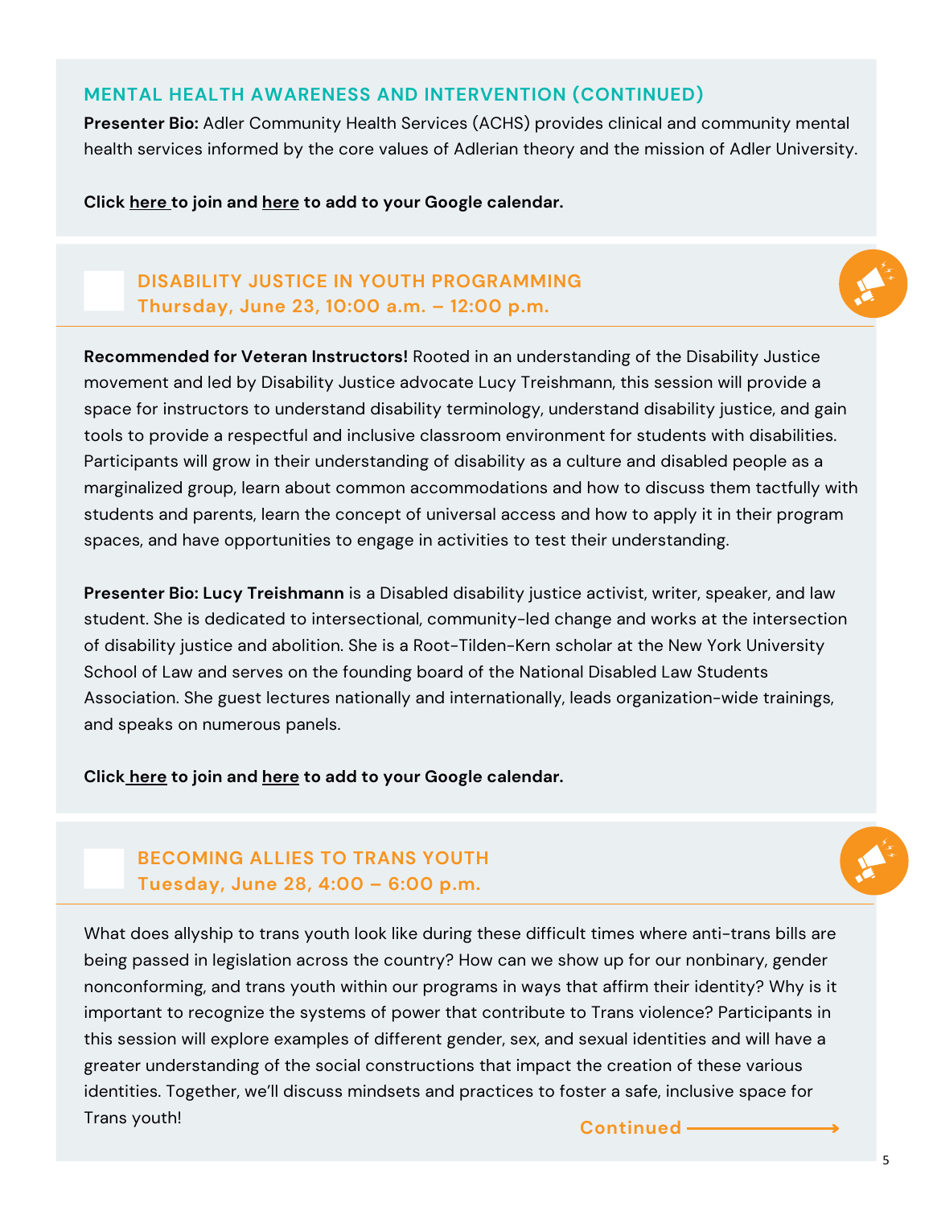## MENTAL HEALTH AWARENESS AND INTERVENTION (CONTINUED)

**Presenter Bio:** Adler Community Health Services (ACHS) provides clinical and community mental health services informed by the core values of Adlerian theory and the mission of Adler University.

**Click here to join and here to add to your Google calendar.**

## DISABILITY JUSTICE IN YOUTH PROGRAMMING

**Thursday, June 23, 10:00 a.m. – 12:00 p.m.**

**Recommended for Veteran Instructors!** Rooted in an understanding of the Disability Justice movement and led by Disability Justice advocate Lucy Treishmann, this session will provide a space for instructors to understand disability terminology, understand disability justice, and gain tools to provide a respectful and inclusive classroom environment for students with disabilities. Participants will grow in their understanding of disability as a culture and disabled people as a marginalized group, learn about common accommodations and how to discuss them tactfully with students and parents, learn the concept of universal access and how to apply it in their program spaces, and have opportunities to engage in activities to test their understanding.

**Presenter Bio: Lucy Treishmann** is a Disabled disability justice activist, writer, speaker, and law student. She is dedicated to intersectional, community-led change and works at the intersection of disability justice and abolition. She is a Root-Tilden-Kern scholar at the New York University School of Law and serves on the founding board of the National Disabled Law Students Association. She guest lectures nationally and internationally, leads organization-wide trainings, and speaks on numerous panels.

**Click here to join and here to add to your Google calendar.**

## BECOMING ALLIES TO TRANS YOUTH

**Tuesday, June 28, 4:00 – 6:00 p.m.**

What does allyship to trans youth look like during these difficult times where anti-trans bills are being passed in legislation across the country? How can we show up for our nonbinary, gender nonconforming, and trans youth within our programs in ways that affirm their identity? Why is it important to recognize the systems of power that contribute to Trans violence? Participants in this session will explore examples of different gender, sex, and sexual identities and will have a greater understanding of the social constructions that impact the creation of these various identities. Together, we'll discuss mindsets and practices to foster a safe, inclusive space for Trans youth!

Continued →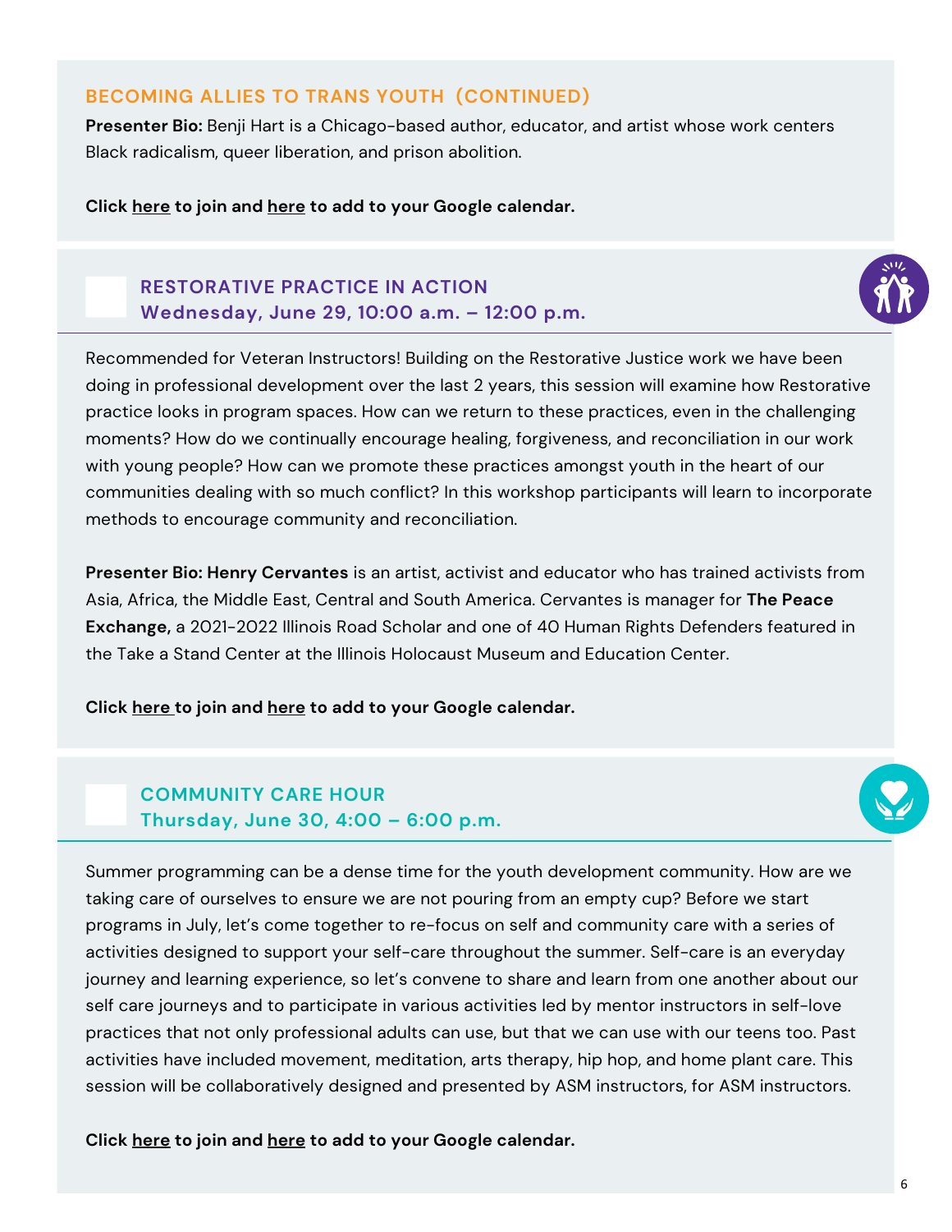## BECOMING ALLIES TO TRANS YOUTH (CONTINUED)

**Presenter Bio:** Benji Hart is a Chicago-based author, educator, and artist whose work centers Black radicalism, queer liberation, and prison abolition.

**Click here to join and here to add to your Google calendar.**

## RESTORATIVE PRACTICE IN ACTION

### Wednesday, June 29, 10:00 a.m. – 12:00 p.m.

Recommended for Veteran Instructors! Building on the Restorative Justice work we have been doing in professional development over the last 2 years, this session will examine how Restorative practice looks in program spaces. How can we return to these practices, even in the challenging moments? How do we continually encourage healing, forgiveness, and reconciliation in our work with young people? How can we promote these practices amongst youth in the heart of our communities dealing with so much conflict? In this workshop participants will learn to incorporate methods to encourage community and reconciliation.

**Presenter Bio: Henry Cervantes** is an artist, activist and educator who has trained activists from Asia, Africa, the Middle East, Central and South America. Cervantes is manager for **The Peace Exchange,** a 2021-2022 Illinois Road Scholar and one of 40 Human Rights Defenders featured in the Take a Stand Center at the Illinois Holocaust Museum and Education Center.

**Click here to join and here to add to your Google calendar.**

## COMMUNITY CARE HOUR

### Thursday, June 30, 4:00 – 6:00 p.m.

Summer programming can be a dense time for the youth development community. How are we taking care of ourselves to ensure we are not pouring from an empty cup? Before we start programs in July, let's come together to re-focus on self and community care with a series of activities designed to support your self-care throughout the summer. Self-care is an everyday journey and learning experience, so let's convene to share and learn from one another about our self care journeys and to participate in various activities led by mentor instructors in self-love practices that not only professional adults can use, but that we can use with our teens too. Past activities have included movement, meditation, arts therapy, hip hop, and home plant care. This session will be collaboratively designed and presented by ASM instructors, for ASM instructors.

**Click here to join and here to add to your Google calendar.**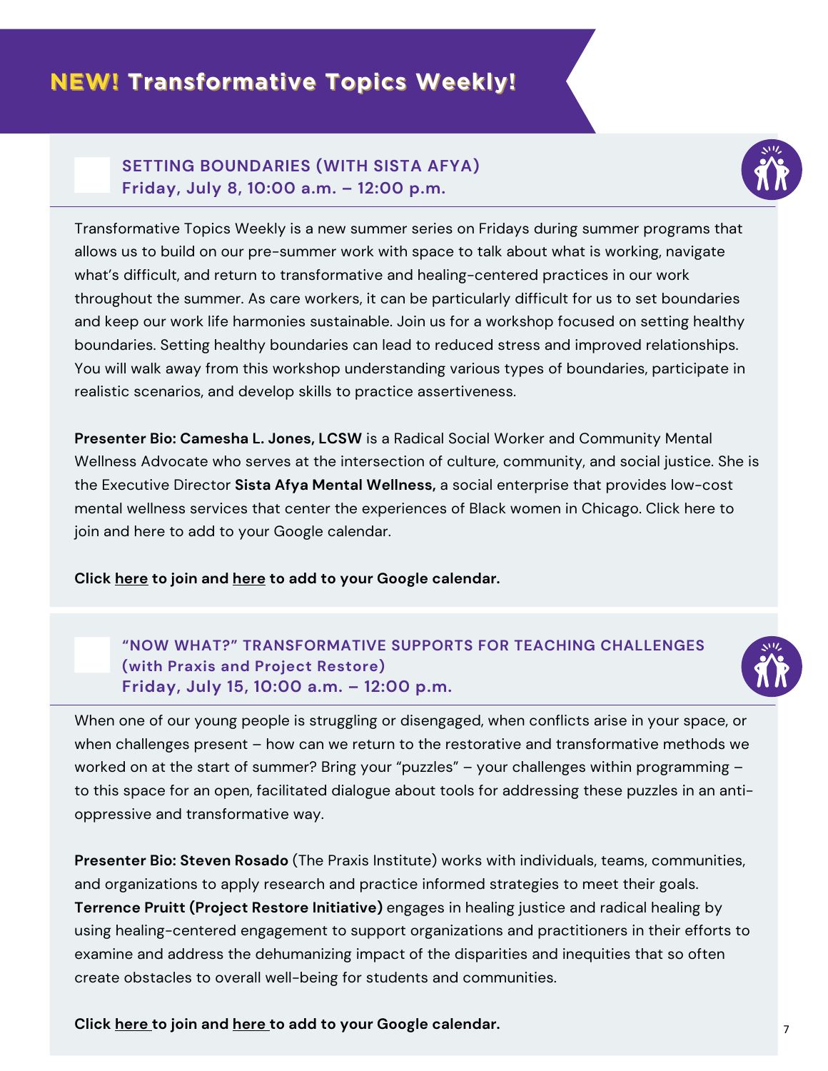# NEW! Transformative Topics Weekly!

### SETTING BOUNDARIES (WITH SISTA AFYA)
**Friday, July 8, 10:00 a.m. – 12:00 p.m.**

Transformative Topics Weekly is a new summer series on Fridays during summer programs that allows us to build on our pre-summer work with space to talk about what is working, navigate what's difficult, and return to transformative and healing-centered practices in our work throughout the summer. As care workers, it can be particularly difficult for us to set boundaries and keep our work life harmonies sustainable. Join us for a workshop focused on setting healthy boundaries. Setting healthy boundaries can lead to reduced stress and improved relationships. You will walk away from this workshop understanding various types of boundaries, participate in realistic scenarios, and develop skills to practice assertiveness.

**Presenter Bio: Camesha L. Jones, LCSW** is a Radical Social Worker and Community Mental Wellness Advocate who serves at the intersection of culture, community, and social justice. She is the Executive Director **Sista Afya Mental Wellness,** a social enterprise that provides low-cost mental wellness services that center the experiences of Black women in Chicago. Click here to join and here to add to your Google calendar.

**Click here to join and here to add to your Google calendar.**

### "NOW WHAT?" TRANSFORMATIVE SUPPORTS FOR TEACHING CHALLENGES (with Praxis and Project Restore)
**Friday, July 15, 10:00 a.m. – 12:00 p.m.**

When one of our young people is struggling or disengaged, when conflicts arise in your space, or when challenges present – how can we return to the restorative and transformative methods we worked on at the start of summer? Bring your "puzzles" – your challenges within programming – to this space for an open, facilitated dialogue about tools for addressing these puzzles in an anti-oppressive and transformative way.

**Presenter Bio: Steven Rosado** (The Praxis Institute) works with individuals, teams, communities, and organizations to apply research and practice informed strategies to meet their goals. **Terrence Pruitt (Project Restore Initiative)** engages in healing justice and radical healing by using healing-centered engagement to support organizations and practitioners in their efforts to examine and address the dehumanizing impact of the disparities and inequities that so often create obstacles to overall well-being for students and communities.

**Click here to join and here to add to your Google calendar.**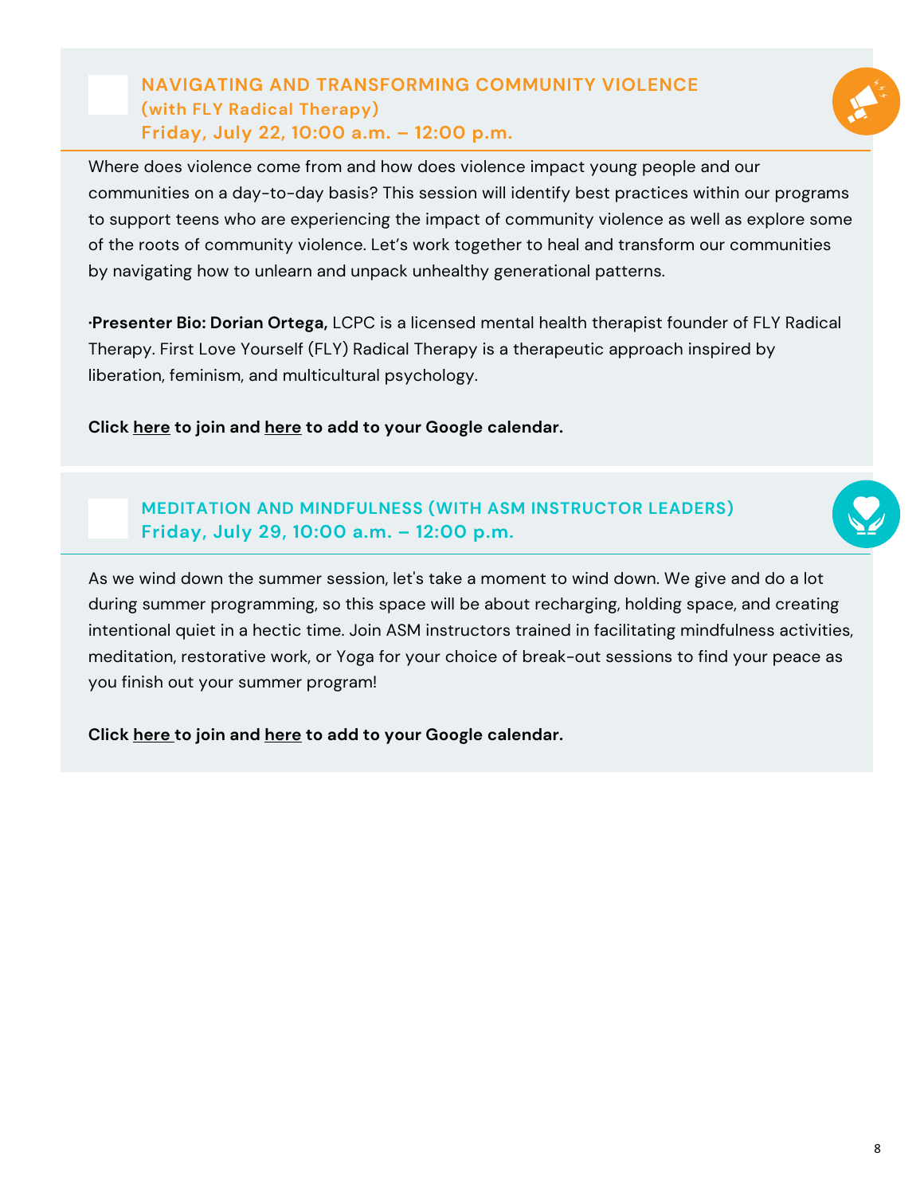## NAVIGATING AND TRANSFORMING COMMUNITY VIOLENCE

**(with FLY Radical Therapy)**

**Friday, July 22, 10:00 a.m. – 12:00 p.m.**

Where does violence come from and how does violence impact young people and our communities on a day-to-day basis? This session will identify best practices within our programs to support teens who are experiencing the impact of community violence as well as explore some of the roots of community violence. Let's work together to heal and transform our communities by navigating how to unlearn and unpack unhealthy generational patterns.

·**Presenter Bio: Dorian Ortega,** LCPC is a licensed mental health therapist founder of FLY Radical Therapy. First Love Yourself (FLY) Radical Therapy is a therapeutic approach inspired by liberation, feminism, and multicultural psychology.

**Click here to join and here to add to your Google calendar.**

## MEDITATION AND MINDFULNESS (WITH ASM INSTRUCTOR LEADERS)

**Friday, July 29, 10:00 a.m. – 12:00 p.m.**

As we wind down the summer session, let's take a moment to wind down. We give and do a lot during summer programming, so this space will be about recharging, holding space, and creating intentional quiet in a hectic time. Join ASM instructors trained in facilitating mindfulness activities, meditation, restorative work, or Yoga for your choice of break-out sessions to find your peace as you finish out your summer program!

**Click here to join and here to add to your Google calendar.**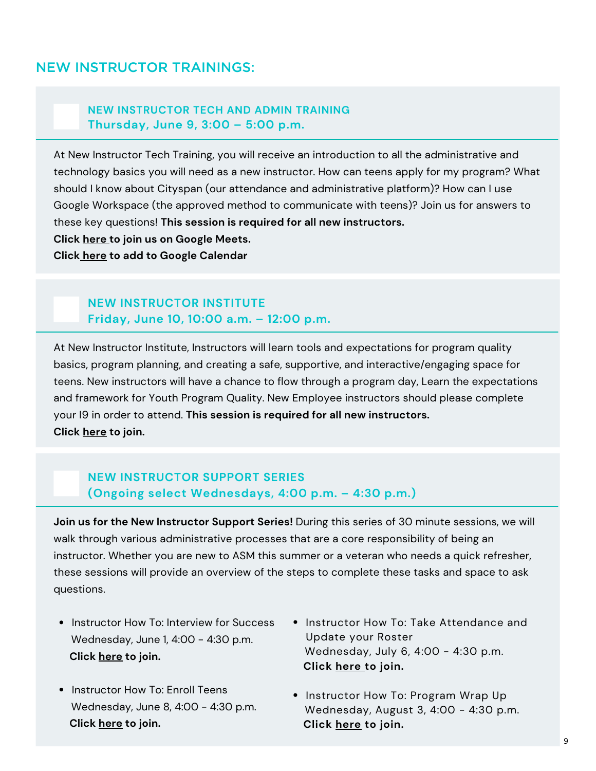## NEW INSTRUCTOR TRAININGS:

### NEW INSTRUCTOR TECH AND ADMIN TRAINING
**Thursday, June 9, 3:00 – 5:00 p.m.**

At New Instructor Tech Training, you will receive an introduction to all the administrative and technology basics you will need as a new instructor. How can teens apply for my program? What should I know about Cityspan (our attendance and administrative platform)? How can I use Google Workspace (the approved method to communicate with teens)? Join us for answers to these key questions! **This session is required for all new instructors.**

**Click here to join us on Google Meets.**

**Click here to add to Google Calendar**

### NEW INSTRUCTOR INSTITUTE
**Friday, June 10, 10:00 a.m. – 12:00 p.m.**

At New Instructor Institute, Instructors will learn tools and expectations for program quality basics, program planning, and creating a safe, supportive, and interactive/engaging space for teens. New instructors will have a chance to flow through a program day, Learn the expectations and framework for Youth Program Quality. New Employee instructors should please complete your I9 in order to attend. **This session is required for all new instructors.**

**Click here to join.**

### NEW INSTRUCTOR SUPPORT SERIES
**(Ongoing select Wednesdays, 4:00 p.m. – 4:30 p.m.)**

**Join us for the New Instructor Support Series!** During this series of 30 minute sessions, we will walk through various administrative processes that are a core responsibility of being an instructor. Whether you are new to ASM this summer or a veteran who needs a quick refresher, these sessions will provide an overview of the steps to complete these tasks and space to ask questions.

- Instructor How To: Interview for Success
  Wednesday, June 1, 4:00 - 4:30 p.m.
  **Click here to join.**
- Instructor How To: Enroll Teens
  Wednesday, June 8, 4:00 - 4:30 p.m.
  **Click here to join.**
- Instructor How To: Take Attendance and Update your Roster
  Wednesday, July 6, 4:00 - 4:30 p.m.
  **Click here to join.**
- Instructor How To: Program Wrap Up
  Wednesday, August 3, 4:00 - 4:30 p.m.
  **Click here to join.**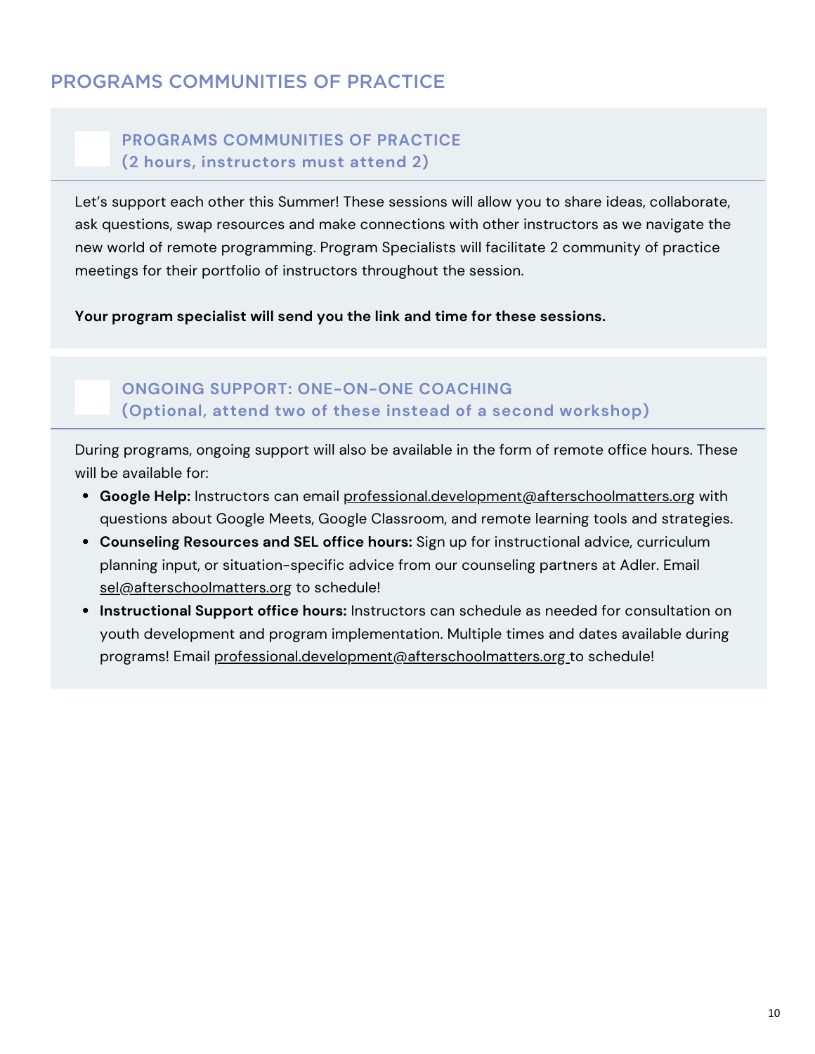## PROGRAMS COMMUNITIES OF PRACTICE

### PROGRAMS COMMUNITIES OF PRACTICE (2 hours, instructors must attend 2)

Let's support each other this Summer! These sessions will allow you to share ideas, collaborate, ask questions, swap resources and make connections with other instructors as we navigate the new world of remote programming. Program Specialists will facilitate 2 community of practice meetings for their portfolio of instructors throughout the session.

**Your program specialist will send you the link and time for these sessions.**

### ONGOING SUPPORT: ONE-ON-ONE COACHING (Optional, attend two of these instead of a second workshop)

During programs, ongoing support will also be available in the form of remote office hours. These will be available for:

- **Google Help:** Instructors can email professional.development@afterschoolmatters.org with questions about Google Meets, Google Classroom, and remote learning tools and strategies.
- **Counseling Resources and SEL office hours:** Sign up for instructional advice, curriculum planning input, or situation-specific advice from our counseling partners at Adler. Email sel@afterschoolmatters.org to schedule!
- **Instructional Support office hours:** Instructors can schedule as needed for consultation on youth development and program implementation. Multiple times and dates available during programs! Email professional.development@afterschoolmatters.org to schedule!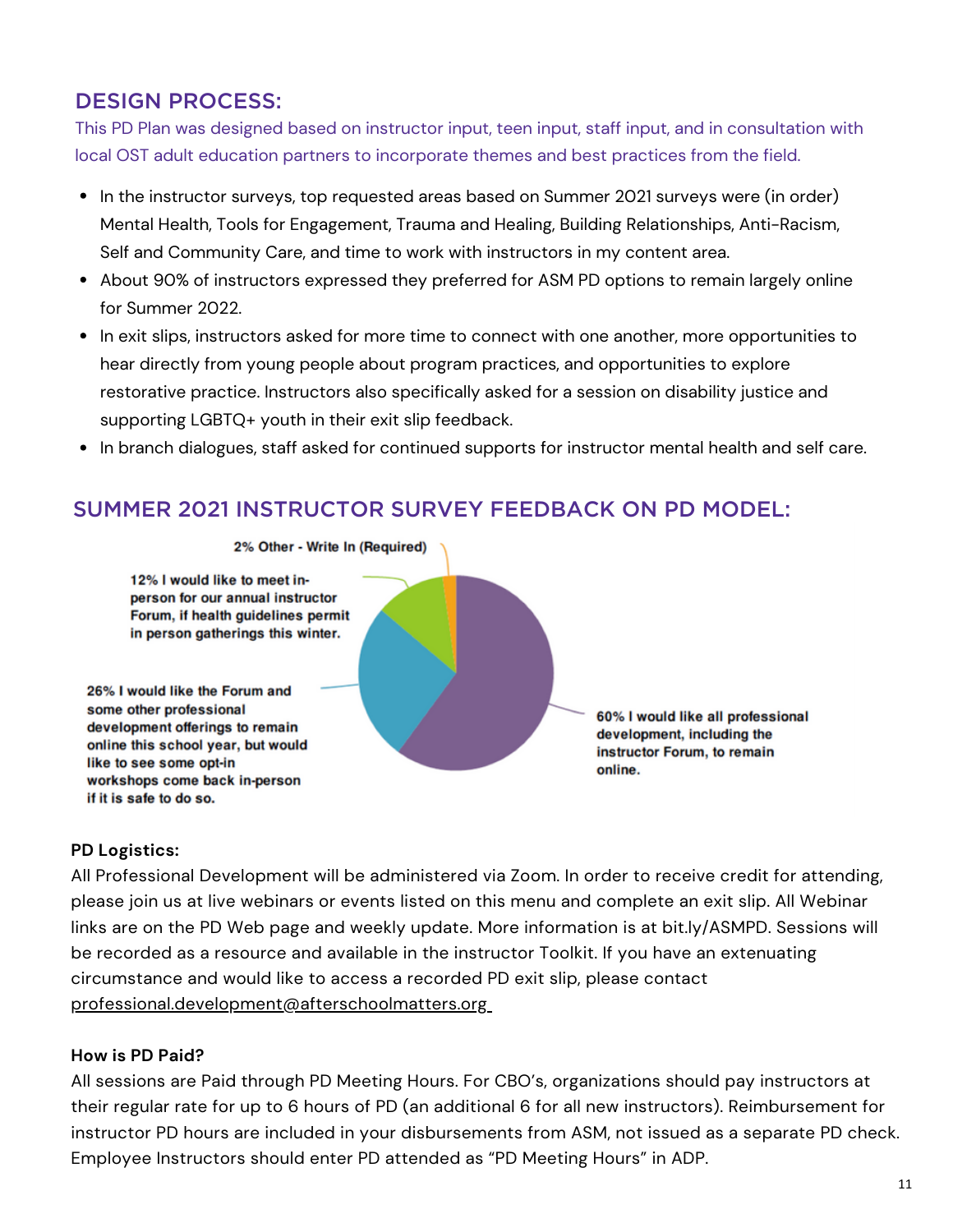## DESIGN PROCESS:

This PD Plan was designed based on instructor input, teen input, staff input, and in consultation with local OST adult education partners to incorporate themes and best practices from the field.

- In the instructor surveys, top requested areas based on Summer 2021 surveys were (in order) Mental Health, Tools for Engagement, Trauma and Healing, Building Relationships, Anti-Racism, Self and Community Care, and time to work with instructors in my content area.
- About 90% of instructors expressed they preferred for ASM PD options to remain largely online for Summer 2022.
- In exit slips, instructors asked for more time to connect with one another, more opportunities to hear directly from young people about program practices, and opportunities to explore restorative practice. Instructors also specifically asked for a session on disability justice and supporting LGBTQ+ youth in their exit slip feedback.
- In branch dialogues, staff asked for continued supports for instructor mental health and self care.

## SUMMER 2021 INSTRUCTOR SURVEY FEEDBACK ON PD MODEL:

2% Other - Write In (Required)

12% I would like to meet in-person for our annual instructor Forum, if health guidelines permit in person gatherings this winter.

26% I would like the Forum and some other professional development offerings to remain online this school year, but would like to see some opt-in workshops come back in-person if it is safe to do so.

60% I would like all professional development, including the instructor Forum, to remain online.

**PD Logistics:**

All Professional Development will be administered via Zoom. In order to receive credit for attending, please join us at live webinars or events listed on this menu and complete an exit slip. All Webinar links are on the PD Web page and weekly update. More information is at bit.ly/ASMPD. Sessions will be recorded as a resource and available in the instructor Toolkit. If you have an extenuating circumstance and would like to access a recorded PD exit slip, please contact professional.development@afterschoolmatters.org

**How is PD Paid?**

All sessions are Paid through PD Meeting Hours. For CBO's, organizations should pay instructors at their regular rate for up to 6 hours of PD (an additional 6 for all new instructors). Reimbursement for instructor PD hours are included in your disbursements from ASM, not issued as a separate PD check. Employee Instructors should enter PD attended as "PD Meeting Hours" in ADP.